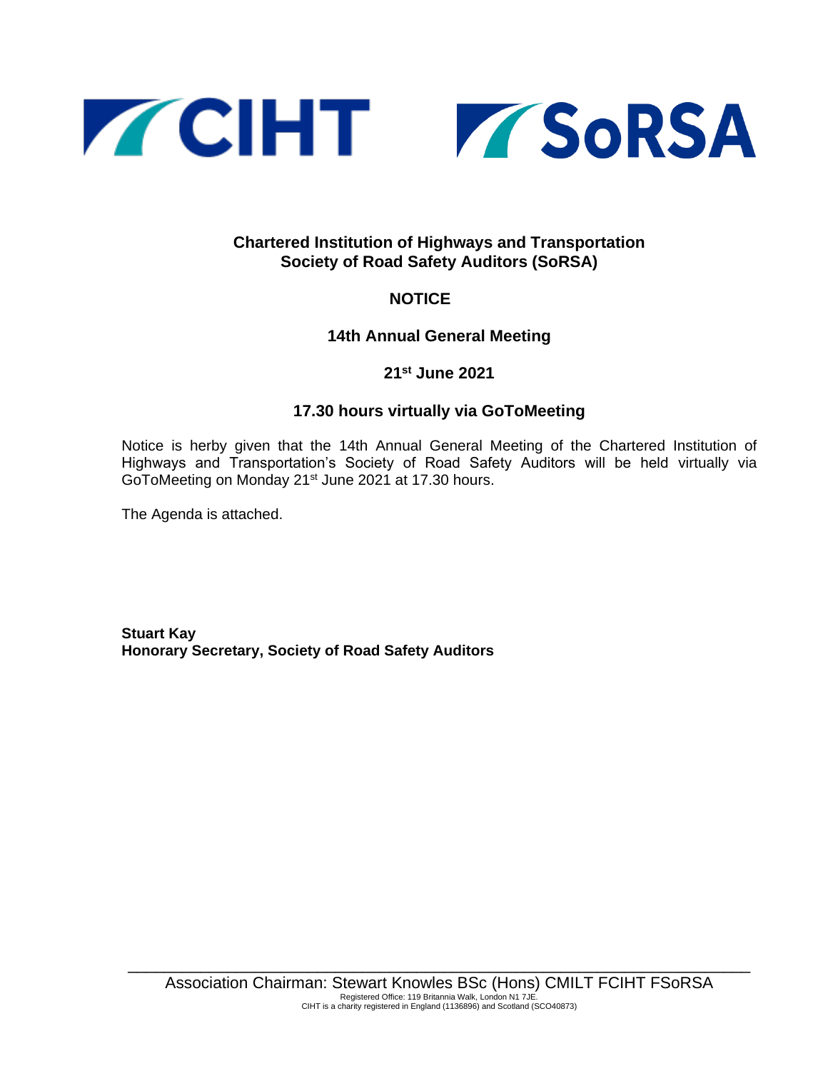**Chartered Institution of Highways and Transportation**
**Society of Road Safety Auditors (SoRSA)**

# NOTICE

## 14th Annual General Meeting

## 21st June 2021

## 17.30 hours virtually via GoToMeeting

Notice is herby given that the 14th Annual General Meeting of the Chartered Institution of Highways and Transportation's Society of Road Safety Auditors will be held virtually via GoToMeeting on Monday 21st June 2021 at 17.30 hours.

The Agenda is attached.

**Stuart Kay**
**Honorary Secretary, Society of Road Safety Auditors**

Association Chairman: Stewart Knowles BSc (Hons) CMILT FCIHT FSoRSA
Registered Office: 119 Britannia Walk, London N1 7JE.
CIHT is a charity registered in England (1136896) and Scotland (SCO40873)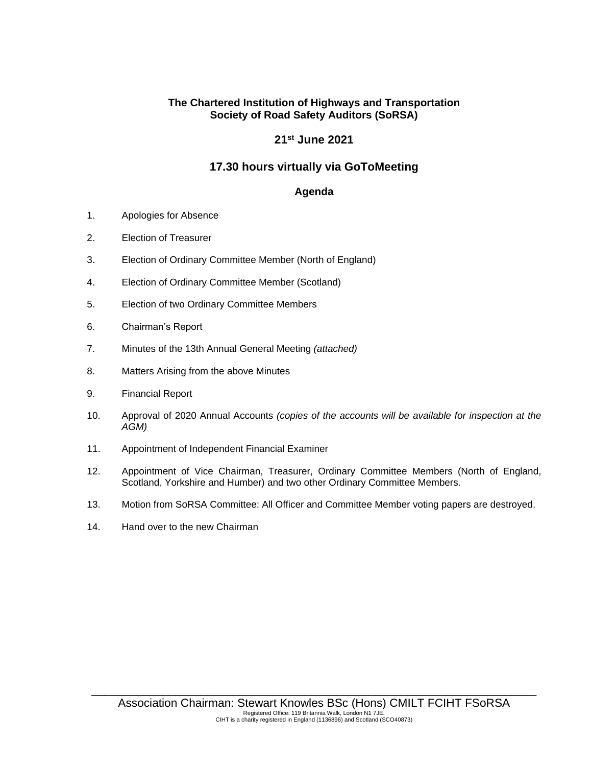**The Chartered Institution of Highways and Transportation**
**Society of Road Safety Auditors (SoRSA)**

## 21st June 2021

## 17.30 hours virtually via GoToMeeting

### Agenda

1. Apologies for Absence
2. Election of Treasurer
3. Election of Ordinary Committee Member (North of England)
4. Election of Ordinary Committee Member (Scotland)
5. Election of two Ordinary Committee Members
6. Chairman's Report
7. Minutes of the 13th Annual General Meeting *(attached)*
8. Matters Arising from the above Minutes
9. Financial Report
10. Approval of 2020 Annual Accounts *(copies of the accounts will be available for inspection at the AGM)*
11. Appointment of Independent Financial Examiner
12. Appointment of Vice Chairman, Treasurer, Ordinary Committee Members (North of England, Scotland, Yorkshire and Humber) and two other Ordinary Committee Members.
13. Motion from SoRSA Committee: All Officer and Committee Member voting papers are destroyed.
14. Hand over to the new Chairman

Association Chairman: Stewart Knowles BSc (Hons) CMILT FCIHT FSoRSA
Registered Office: 119 Britannia Walk, London N1 7JE.
CIHT is a charity registered in England (1136896) and Scotland (SCO40873)